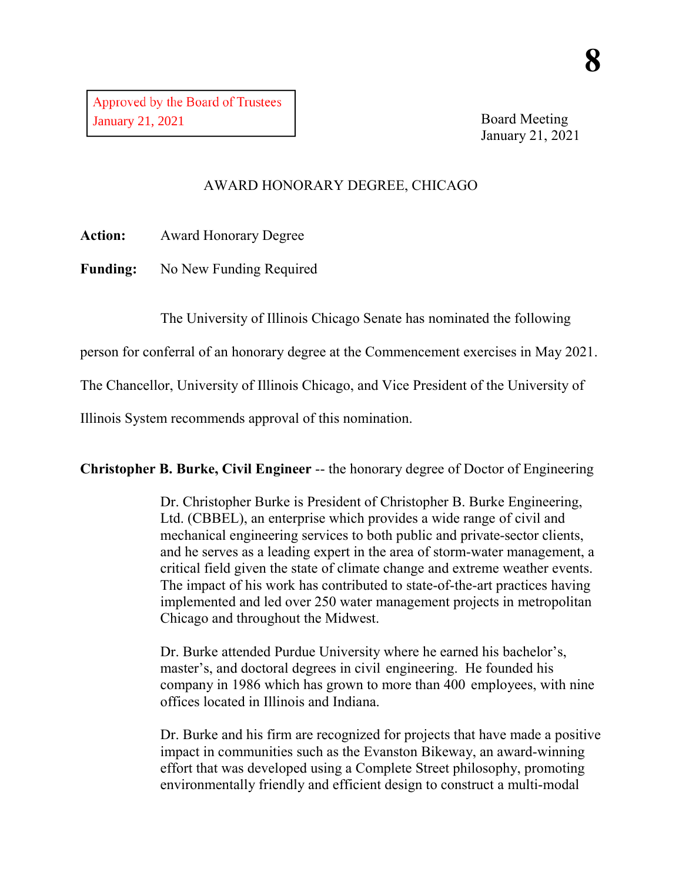8

Approved by the Board of Trustees
January 21, 2021

Board Meeting
January 21, 2021

## AWARD HONORARY DEGREE, CHICAGO

**Action:** Award Honorary Degree

**Funding:** No New Funding Required

The University of Illinois Chicago Senate has nominated the following person for conferral of an honorary degree at the Commencement exercises in May 2021. The Chancellor, University of Illinois Chicago, and Vice President of the University of Illinois System recommends approval of this nomination.

**Christopher B. Burke, Civil Engineer** -- the honorary degree of Doctor of Engineering

Dr. Christopher Burke is President of Christopher B. Burke Engineering, Ltd. (CBBEL), an enterprise which provides a wide range of civil and mechanical engineering services to both public and private-sector clients, and he serves as a leading expert in the area of storm-water management, a critical field given the state of climate change and extreme weather events. The impact of his work has contributed to state-of-the-art practices having implemented and led over 250 water management projects in metropolitan Chicago and throughout the Midwest.

Dr. Burke attended Purdue University where he earned his bachelor's, master's, and doctoral degrees in civil engineering. He founded his company in 1986 which has grown to more than 400 employees, with nine offices located in Illinois and Indiana.

Dr. Burke and his firm are recognized for projects that have made a positive impact in communities such as the Evanston Bikeway, an award-winning effort that was developed using a Complete Street philosophy, promoting environmentally friendly and efficient design to construct a multi-modal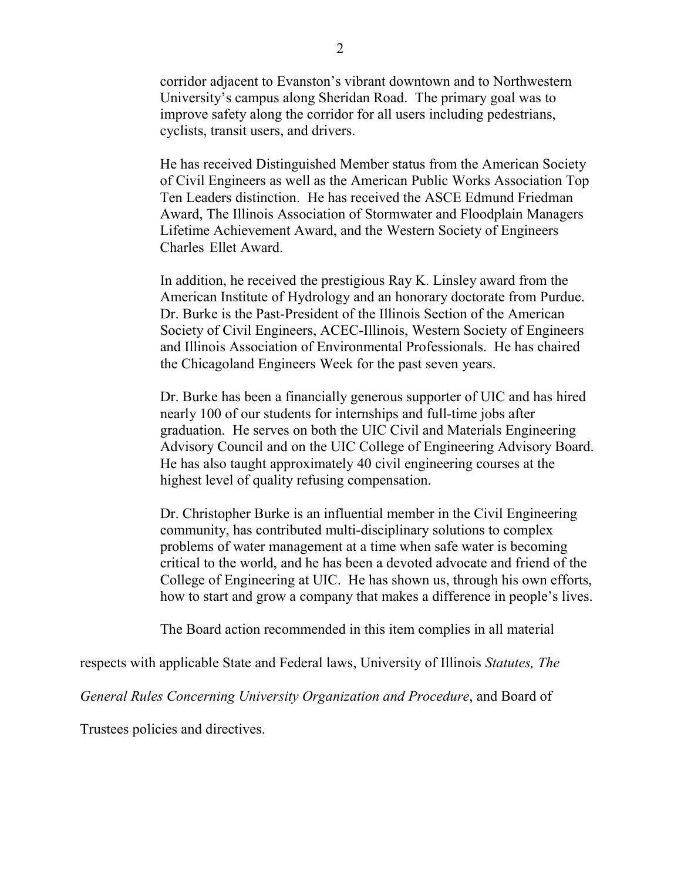corridor adjacent to Evanston's vibrant downtown and to Northwestern University's campus along Sheridan Road. The primary goal was to improve safety along the corridor for all users including pedestrians, cyclists, transit users, and drivers.

He has received Distinguished Member status from the American Society of Civil Engineers as well as the American Public Works Association Top Ten Leaders distinction. He has received the ASCE Edmund Friedman Award, The Illinois Association of Stormwater and Floodplain Managers Lifetime Achievement Award, and the Western Society of Engineers Charles Ellet Award.

In addition, he received the prestigious Ray K. Linsley award from the American Institute of Hydrology and an honorary doctorate from Purdue. Dr. Burke is the Past-President of the Illinois Section of the American Society of Civil Engineers, ACEC-Illinois, Western Society of Engineers and Illinois Association of Environmental Professionals. He has chaired the Chicagoland Engineers Week for the past seven years.

Dr. Burke has been a financially generous supporter of UIC and has hired nearly 100 of our students for internships and full-time jobs after graduation. He serves on both the UIC Civil and Materials Engineering Advisory Council and on the UIC College of Engineering Advisory Board. He has also taught approximately 40 civil engineering courses at the highest level of quality refusing compensation.

Dr. Christopher Burke is an influential member in the Civil Engineering community, has contributed multi-disciplinary solutions to complex problems of water management at a time when safe water is becoming critical to the world, and he has been a devoted advocate and friend of the College of Engineering at UIC. He has shown us, through his own efforts, how to start and grow a company that makes a difference in people's lives.

The Board action recommended in this item complies in all material respects with applicable State and Federal laws, University of Illinois *Statutes, The General Rules Concerning University Organization and Procedure*, and Board of Trustees policies and directives.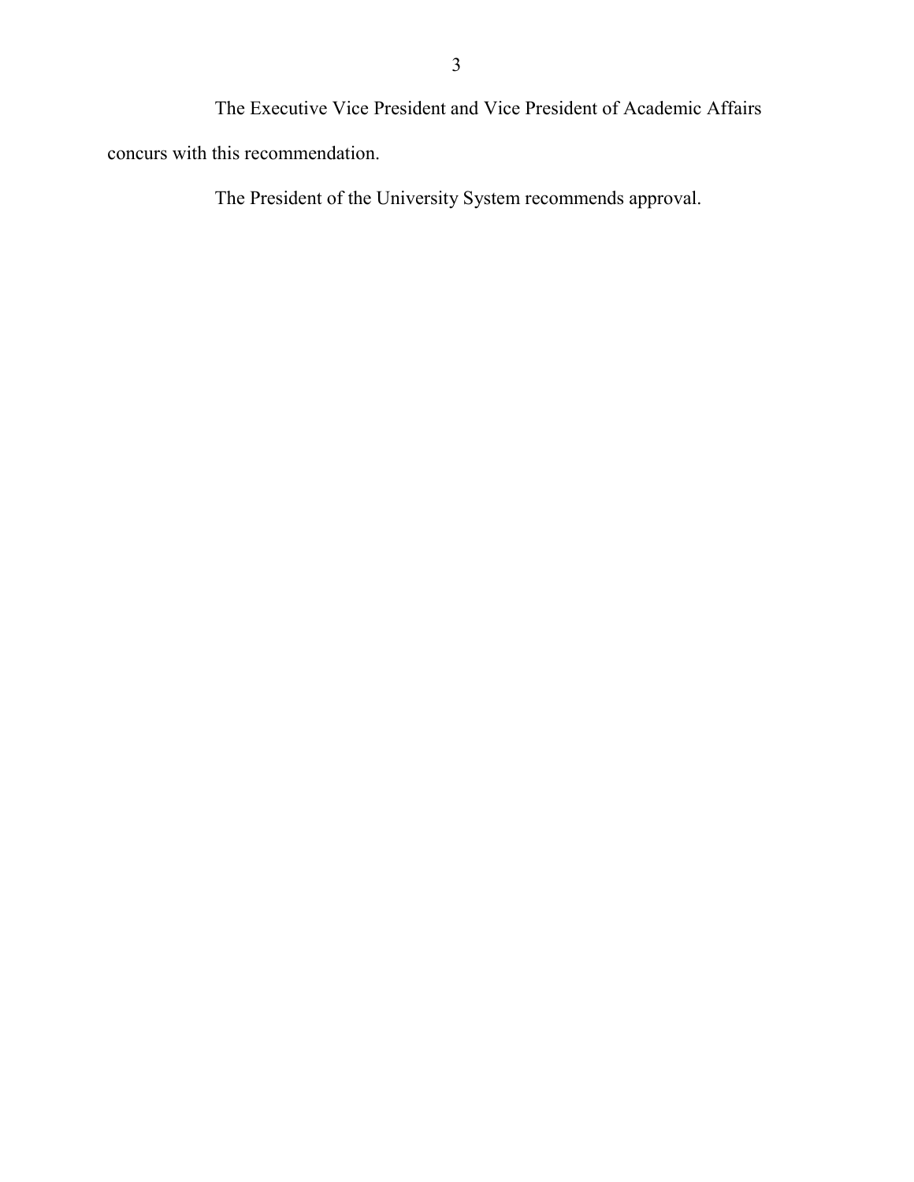The Executive Vice President and Vice President of Academic Affairs concurs with this recommendation.

The President of the University System recommends approval.